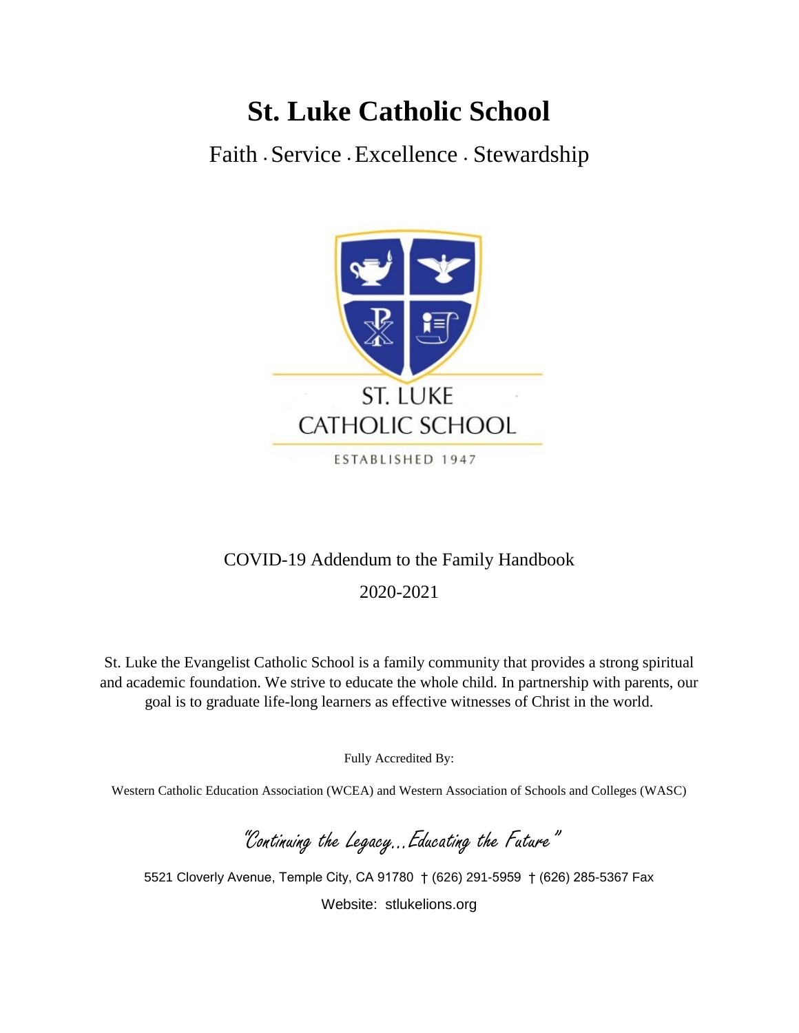# St. Luke Catholic School

Faith . Service . Excellence . Stewardship

ST. LUKE CATHOLIC SCHOOL

ESTABLISHED 1947

COVID-19 Addendum to the Family Handbook

2020-2021

St. Luke the Evangelist Catholic School is a family community that provides a strong spiritual and academic foundation. We strive to educate the whole child. In partnership with parents, our goal is to graduate life-long learners as effective witnesses of Christ in the world.

Fully Accredited By:

Western Catholic Education Association (WCEA) and Western Association of Schools and Colleges (WASC)

*"Continuing the Legacy…Educating the Future"*

5521 Cloverly Avenue, Temple City, CA 91780 † (626) 291-5959 † (626) 285-5367 Fax

Website: stlukelions.org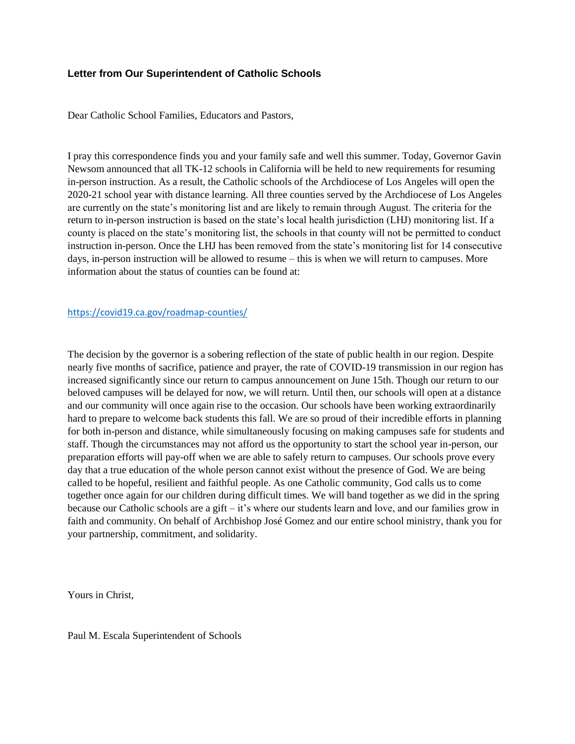### Letter from Our Superintendent of Catholic Schools

Dear Catholic School Families, Educators and Pastors,

I pray this correspondence finds you and your family safe and well this summer. Today, Governor Gavin Newsom announced that all TK-12 schools in California will be held to new requirements for resuming in-person instruction. As a result, the Catholic schools of the Archdiocese of Los Angeles will open the 2020-21 school year with distance learning. All three counties served by the Archdiocese of Los Angeles are currently on the state's monitoring list and are likely to remain through August. The criteria for the return to in-person instruction is based on the state's local health jurisdiction (LHJ) monitoring list. If a county is placed on the state's monitoring list, the schools in that county will not be permitted to conduct instruction in-person. Once the LHJ has been removed from the state's monitoring list for 14 consecutive days, in-person instruction will be allowed to resume – this is when we will return to campuses. More information about the status of counties can be found at:

https://covid19.ca.gov/roadmap-counties/

The decision by the governor is a sobering reflection of the state of public health in our region. Despite nearly five months of sacrifice, patience and prayer, the rate of COVID-19 transmission in our region has increased significantly since our return to campus announcement on June 15th. Though our return to our beloved campuses will be delayed for now, we will return. Until then, our schools will open at a distance and our community will once again rise to the occasion. Our schools have been working extraordinarily hard to prepare to welcome back students this fall. We are so proud of their incredible efforts in planning for both in-person and distance, while simultaneously focusing on making campuses safe for students and staff. Though the circumstances may not afford us the opportunity to start the school year in-person, our preparation efforts will pay-off when we are able to safely return to campuses. Our schools prove every day that a true education of the whole person cannot exist without the presence of God. We are being called to be hopeful, resilient and faithful people. As one Catholic community, God calls us to come together once again for our children during difficult times. We will band together as we did in the spring because our Catholic schools are a gift – it's where our students learn and love, and our families grow in faith and community. On behalf of Archbishop José Gomez and our entire school ministry, thank you for your partnership, commitment, and solidarity.

Yours in Christ,

Paul M. Escala Superintendent of Schools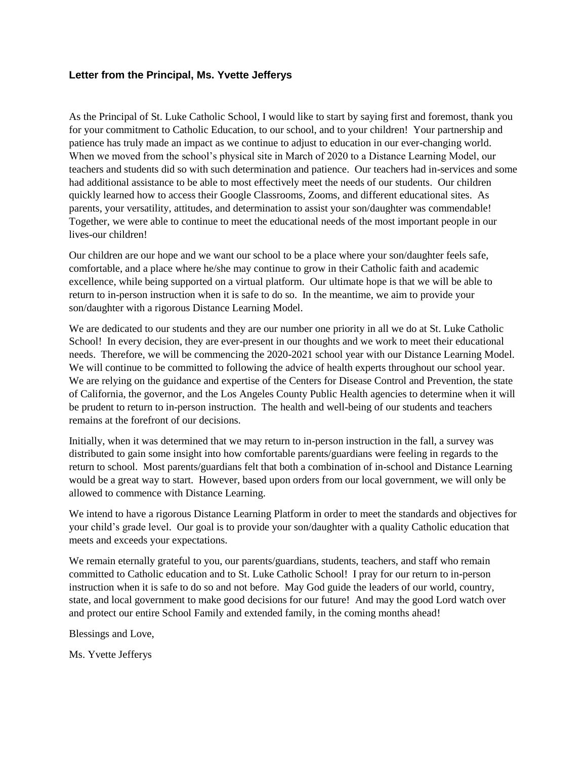**Letter from the Principal, Ms. Yvette Jefferys**

As the Principal of St. Luke Catholic School, I would like to start by saying first and foremost, thank you for your commitment to Catholic Education, to our school, and to your children! Your partnership and patience has truly made an impact as we continue to adjust to education in our ever-changing world. When we moved from the school's physical site in March of 2020 to a Distance Learning Model, our teachers and students did so with such determination and patience. Our teachers had in-services and some had additional assistance to be able to most effectively meet the needs of our students. Our children quickly learned how to access their Google Classrooms, Zooms, and different educational sites. As parents, your versatility, attitudes, and determination to assist your son/daughter was commendable! Together, we were able to continue to meet the educational needs of the most important people in our lives-our children!

Our children are our hope and we want our school to be a place where your son/daughter feels safe, comfortable, and a place where he/she may continue to grow in their Catholic faith and academic excellence, while being supported on a virtual platform. Our ultimate hope is that we will be able to return to in-person instruction when it is safe to do so. In the meantime, we aim to provide your son/daughter with a rigorous Distance Learning Model.

We are dedicated to our students and they are our number one priority in all we do at St. Luke Catholic School! In every decision, they are ever-present in our thoughts and we work to meet their educational needs. Therefore, we will be commencing the 2020-2021 school year with our Distance Learning Model. We will continue to be committed to following the advice of health experts throughout our school year. We are relying on the guidance and expertise of the Centers for Disease Control and Prevention, the state of California, the governor, and the Los Angeles County Public Health agencies to determine when it will be prudent to return to in-person instruction. The health and well-being of our students and teachers remains at the forefront of our decisions.

Initially, when it was determined that we may return to in-person instruction in the fall, a survey was distributed to gain some insight into how comfortable parents/guardians were feeling in regards to the return to school. Most parents/guardians felt that both a combination of in-school and Distance Learning would be a great way to start. However, based upon orders from our local government, we will only be allowed to commence with Distance Learning.

We intend to have a rigorous Distance Learning Platform in order to meet the standards and objectives for your child's grade level. Our goal is to provide your son/daughter with a quality Catholic education that meets and exceeds your expectations.

We remain eternally grateful to you, our parents/guardians, students, teachers, and staff who remain committed to Catholic education and to St. Luke Catholic School! I pray for our return to in-person instruction when it is safe to do so and not before. May God guide the leaders of our world, country, state, and local government to make good decisions for our future! And may the good Lord watch over and protect our entire School Family and extended family, in the coming months ahead!

Blessings and Love,

Ms. Yvette Jefferys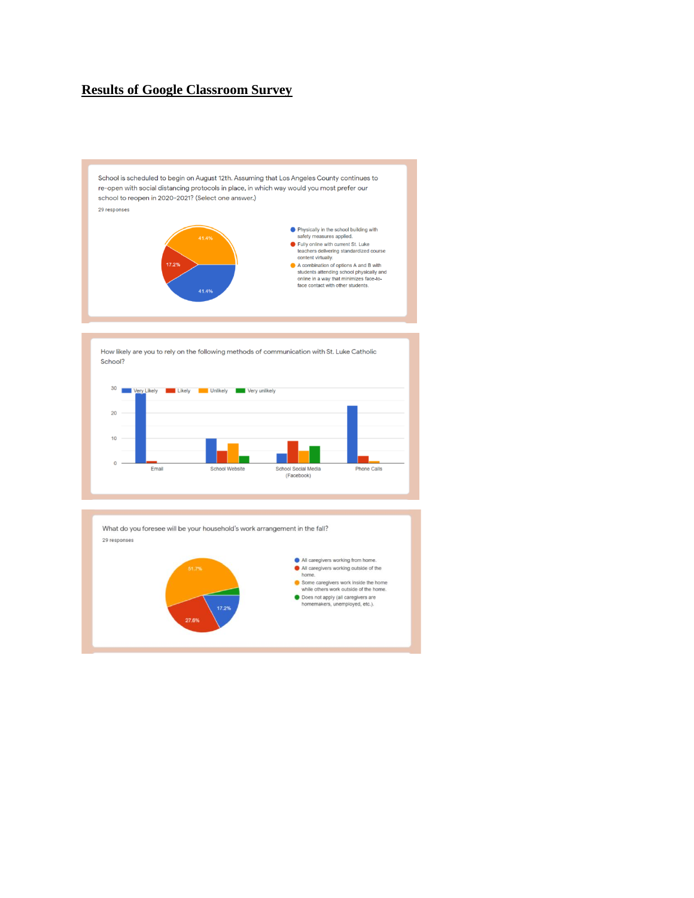# Results of Google Classroom Survey

School is scheduled to begin on August 12th. Assuming that Los Angeles County continues to re-open with social distancing protocols in place, in which way would you most prefer our school to reopen in 2020-2021? (Select one answer.)

29 responses

- Physically in the school building with safety measures applied. — 41.4%
- Fully online with current St. Luke teachers delivering standardized course content virtually. — 17.2%
- A combination of options A and B with students attending school physically and online in a way that minimizes face-to-face contact with other students. — 41.4%

How likely are you to rely on the following methods of communication with St. Luke Catholic School?

Legend: Very Likely, Likely, Unlikely, Very unlikely

Categories: Email, School Website, School Social Media (Facebook), Phone Calls

What do you foresee will be your household's work arrangement in the fall?

29 responses

- All caregivers working from home. — 17.2%
- All caregivers working outside of the home. — 27.6%
- Some caregivers work inside the home while others work outside of the home. — 51.7%
- Does not apply (all caregivers are homemakers, unemployed, etc.).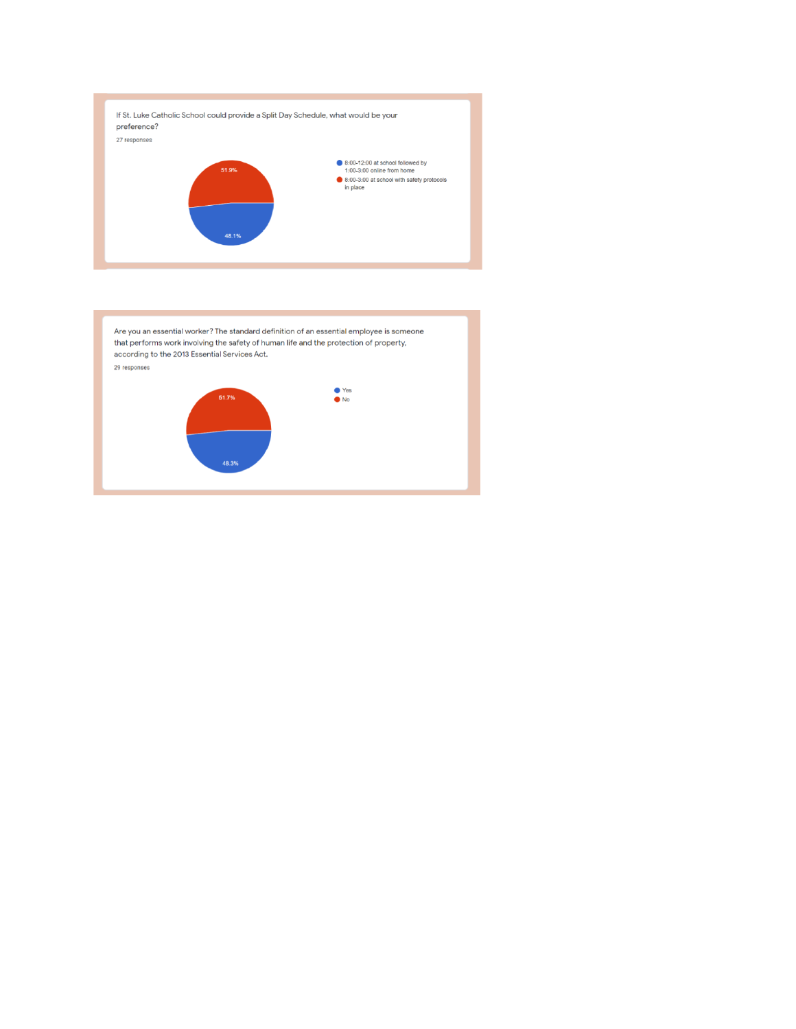If St. Luke Catholic School could provide a Split Day Schedule, what would be your preference?

27 responses

| Option | Percentage |
| --- | --- |
| 8:00-12:00 at school followed by 1:00-3:00 online from home | 48.1% |
| 8:00-3:00 at school with safety protocols in place | 51.9% |

Are you an essential worker? The standard definition of an essential employee is someone that performs work involving the safety of human life and the protection of property, according to the 2013 Essential Services Act.

29 responses

| Option | Percentage |
| --- | --- |
| Yes | 48.3% |
| No | 51.7% |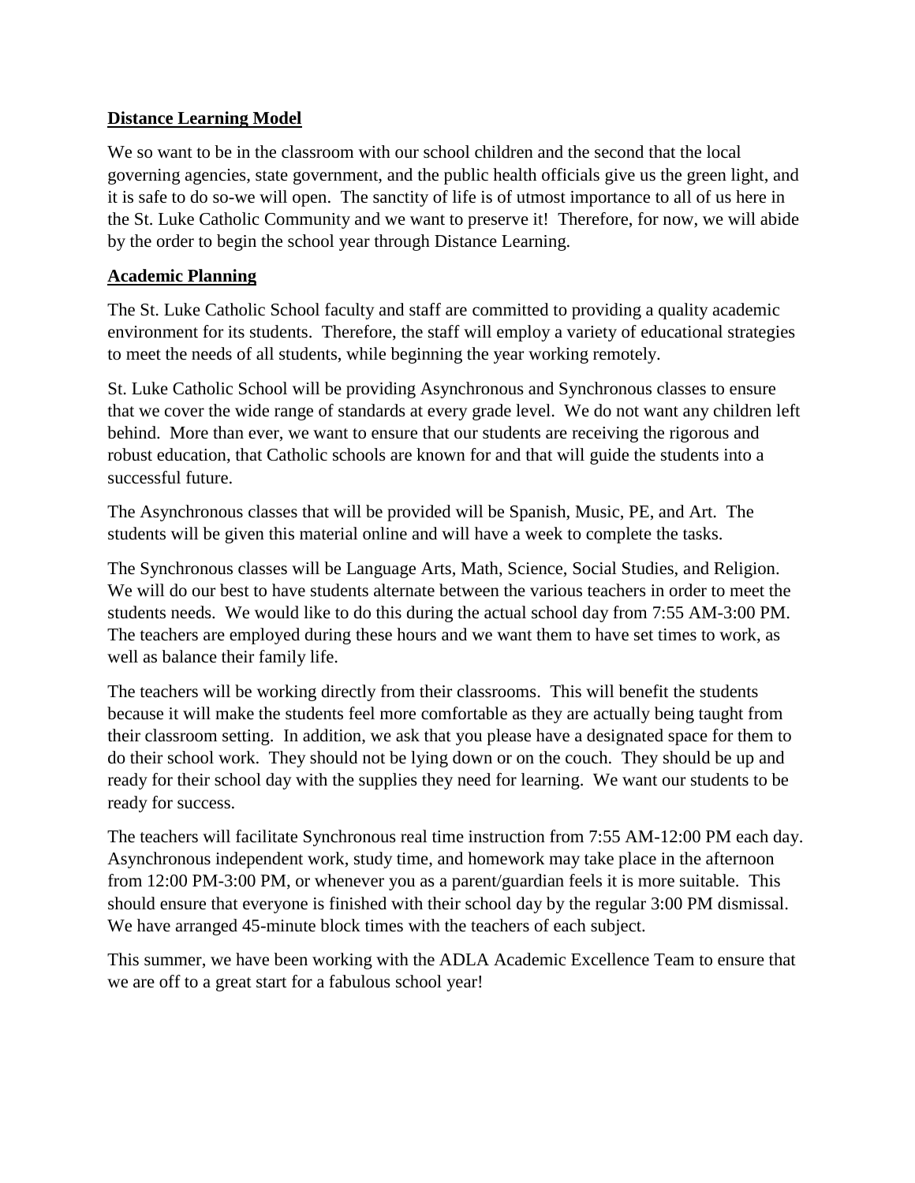**Distance Learning Model**

We so want to be in the classroom with our school children and the second that the local governing agencies, state government, and the public health officials give us the green light, and it is safe to do so-we will open. The sanctity of life is of utmost importance to all of us here in the St. Luke Catholic Community and we want to preserve it! Therefore, for now, we will abide by the order to begin the school year through Distance Learning.

**Academic Planning**

The St. Luke Catholic School faculty and staff are committed to providing a quality academic environment for its students. Therefore, the staff will employ a variety of educational strategies to meet the needs of all students, while beginning the year working remotely.

St. Luke Catholic School will be providing Asynchronous and Synchronous classes to ensure that we cover the wide range of standards at every grade level. We do not want any children left behind. More than ever, we want to ensure that our students are receiving the rigorous and robust education, that Catholic schools are known for and that will guide the students into a successful future.

The Asynchronous classes that will be provided will be Spanish, Music, PE, and Art. The students will be given this material online and will have a week to complete the tasks.

The Synchronous classes will be Language Arts, Math, Science, Social Studies, and Religion. We will do our best to have students alternate between the various teachers in order to meet the students needs. We would like to do this during the actual school day from 7:55 AM-3:00 PM. The teachers are employed during these hours and we want them to have set times to work, as well as balance their family life.

The teachers will be working directly from their classrooms. This will benefit the students because it will make the students feel more comfortable as they are actually being taught from their classroom setting. In addition, we ask that you please have a designated space for them to do their school work. They should not be lying down or on the couch. They should be up and ready for their school day with the supplies they need for learning. We want our students to be ready for success.

The teachers will facilitate Synchronous real time instruction from 7:55 AM-12:00 PM each day. Asynchronous independent work, study time, and homework may take place in the afternoon from 12:00 PM-3:00 PM, or whenever you as a parent/guardian feels it is more suitable. This should ensure that everyone is finished with their school day by the regular 3:00 PM dismissal. We have arranged 45-minute block times with the teachers of each subject.

This summer, we have been working with the ADLA Academic Excellence Team to ensure that we are off to a great start for a fabulous school year!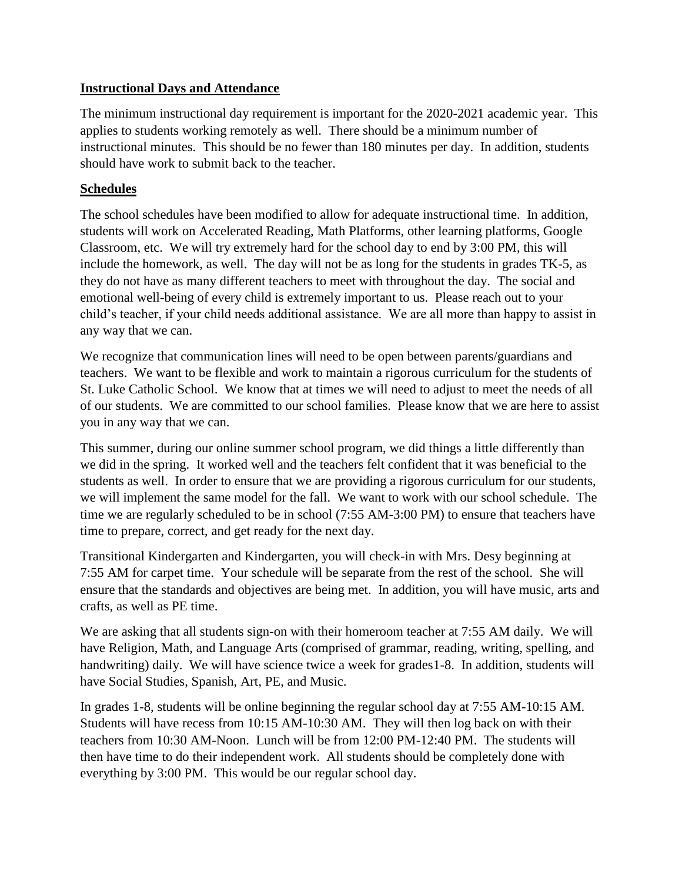**Instructional Days and Attendance**

The minimum instructional day requirement is important for the 2020-2021 academic year. This applies to students working remotely as well. There should be a minimum number of instructional minutes. This should be no fewer than 180 minutes per day. In addition, students should have work to submit back to the teacher.

**Schedules**

The school schedules have been modified to allow for adequate instructional time. In addition, students will work on Accelerated Reading, Math Platforms, other learning platforms, Google Classroom, etc. We will try extremely hard for the school day to end by 3:00 PM, this will include the homework, as well. The day will not be as long for the students in grades TK-5, as they do not have as many different teachers to meet with throughout the day. The social and emotional well-being of every child is extremely important to us. Please reach out to your child's teacher, if your child needs additional assistance. We are all more than happy to assist in any way that we can.

We recognize that communication lines will need to be open between parents/guardians and teachers. We want to be flexible and work to maintain a rigorous curriculum for the students of St. Luke Catholic School. We know that at times we will need to adjust to meet the needs of all of our students. We are committed to our school families. Please know that we are here to assist you in any way that we can.

This summer, during our online summer school program, we did things a little differently than we did in the spring. It worked well and the teachers felt confident that it was beneficial to the students as well. In order to ensure that we are providing a rigorous curriculum for our students, we will implement the same model for the fall. We want to work with our school schedule. The time we are regularly scheduled to be in school (7:55 AM-3:00 PM) to ensure that teachers have time to prepare, correct, and get ready for the next day.

Transitional Kindergarten and Kindergarten, you will check-in with Mrs. Desy beginning at 7:55 AM for carpet time. Your schedule will be separate from the rest of the school. She will ensure that the standards and objectives are being met. In addition, you will have music, arts and crafts, as well as PE time.

We are asking that all students sign-on with their homeroom teacher at 7:55 AM daily. We will have Religion, Math, and Language Arts (comprised of grammar, reading, writing, spelling, and handwriting) daily. We will have science twice a week for grades1-8. In addition, students will have Social Studies, Spanish, Art, PE, and Music.

In grades 1-8, students will be online beginning the regular school day at 7:55 AM-10:15 AM. Students will have recess from 10:15 AM-10:30 AM. They will then log back on with their teachers from 10:30 AM-Noon. Lunch will be from 12:00 PM-12:40 PM. The students will then have time to do their independent work. All students should be completely done with everything by 3:00 PM. This would be our regular school day.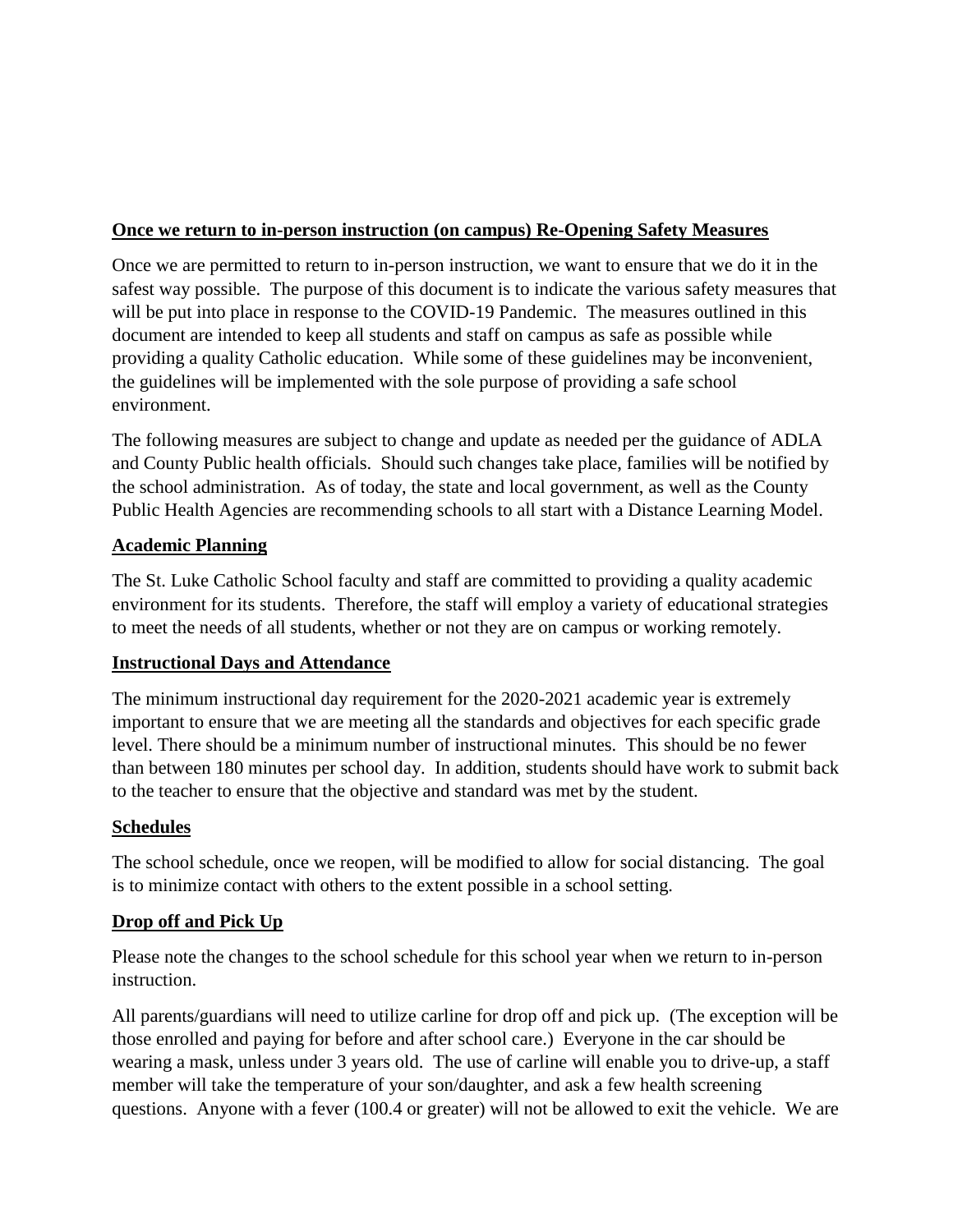**Once we return to in-person instruction (on campus) Re-Opening Safety Measures**

Once we are permitted to return to in-person instruction, we want to ensure that we do it in the safest way possible. The purpose of this document is to indicate the various safety measures that will be put into place in response to the COVID-19 Pandemic. The measures outlined in this document are intended to keep all students and staff on campus as safe as possible while providing a quality Catholic education. While some of these guidelines may be inconvenient, the guidelines will be implemented with the sole purpose of providing a safe school environment.

The following measures are subject to change and update as needed per the guidance of ADLA and County Public health officials. Should such changes take place, families will be notified by the school administration. As of today, the state and local government, as well as the County Public Health Agencies are recommending schools to all start with a Distance Learning Model.

**Academic Planning**

The St. Luke Catholic School faculty and staff are committed to providing a quality academic environment for its students. Therefore, the staff will employ a variety of educational strategies to meet the needs of all students, whether or not they are on campus or working remotely.

**Instructional Days and Attendance**

The minimum instructional day requirement for the 2020-2021 academic year is extremely important to ensure that we are meeting all the standards and objectives for each specific grade level. There should be a minimum number of instructional minutes. This should be no fewer than between 180 minutes per school day. In addition, students should have work to submit back to the teacher to ensure that the objective and standard was met by the student.

**Schedules**

The school schedule, once we reopen, will be modified to allow for social distancing. The goal is to minimize contact with others to the extent possible in a school setting.

**Drop off and Pick Up**

Please note the changes to the school schedule for this school year when we return to in-person instruction.

All parents/guardians will need to utilize carline for drop off and pick up. (The exception will be those enrolled and paying for before and after school care.) Everyone in the car should be wearing a mask, unless under 3 years old. The use of carline will enable you to drive-up, a staff member will take the temperature of your son/daughter, and ask a few health screening questions. Anyone with a fever (100.4 or greater) will not be allowed to exit the vehicle. We are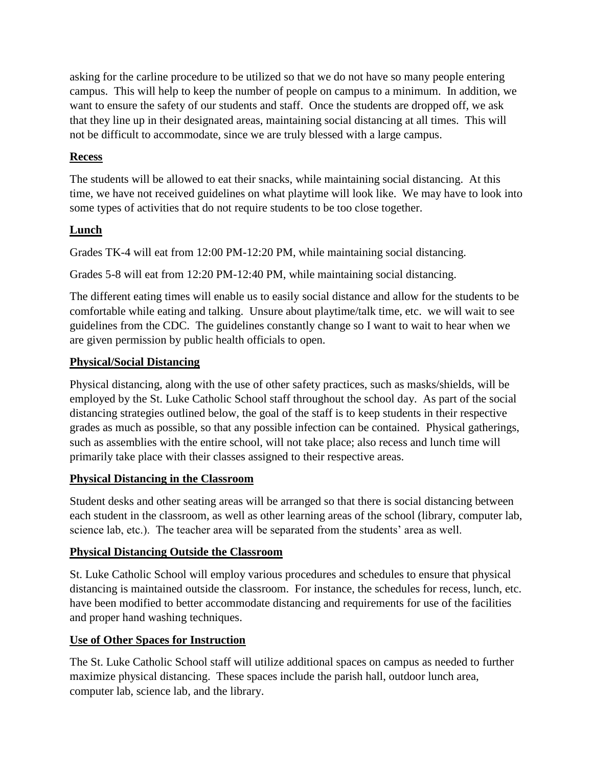asking for the carline procedure to be utilized so that we do not have so many people entering campus. This will help to keep the number of people on campus to a minimum. In addition, we want to ensure the safety of our students and staff. Once the students are dropped off, we ask that they line up in their designated areas, maintaining social distancing at all times. This will not be difficult to accommodate, since we are truly blessed with a large campus.

## Recess

The students will be allowed to eat their snacks, while maintaining social distancing. At this time, we have not received guidelines on what playtime will look like. We may have to look into some types of activities that do not require students to be too close together.

## Lunch

Grades TK-4 will eat from 12:00 PM-12:20 PM, while maintaining social distancing.

Grades 5-8 will eat from 12:20 PM-12:40 PM, while maintaining social distancing.

The different eating times will enable us to easily social distance and allow for the students to be comfortable while eating and talking. Unsure about playtime/talk time, etc. we will wait to see guidelines from the CDC. The guidelines constantly change so I want to wait to hear when we are given permission by public health officials to open.

## Physical/Social Distancing

Physical distancing, along with the use of other safety practices, such as masks/shields, will be employed by the St. Luke Catholic School staff throughout the school day. As part of the social distancing strategies outlined below, the goal of the staff is to keep students in their respective grades as much as possible, so that any possible infection can be contained. Physical gatherings, such as assemblies with the entire school, will not take place; also recess and lunch time will primarily take place with their classes assigned to their respective areas.

## Physical Distancing in the Classroom

Student desks and other seating areas will be arranged so that there is social distancing between each student in the classroom, as well as other learning areas of the school (library, computer lab, science lab, etc.). The teacher area will be separated from the students' area as well.

## Physical Distancing Outside the Classroom

St. Luke Catholic School will employ various procedures and schedules to ensure that physical distancing is maintained outside the classroom. For instance, the schedules for recess, lunch, etc. have been modified to better accommodate distancing and requirements for use of the facilities and proper hand washing techniques.

## Use of Other Spaces for Instruction

The St. Luke Catholic School staff will utilize additional spaces on campus as needed to further maximize physical distancing. These spaces include the parish hall, outdoor lunch area, computer lab, science lab, and the library.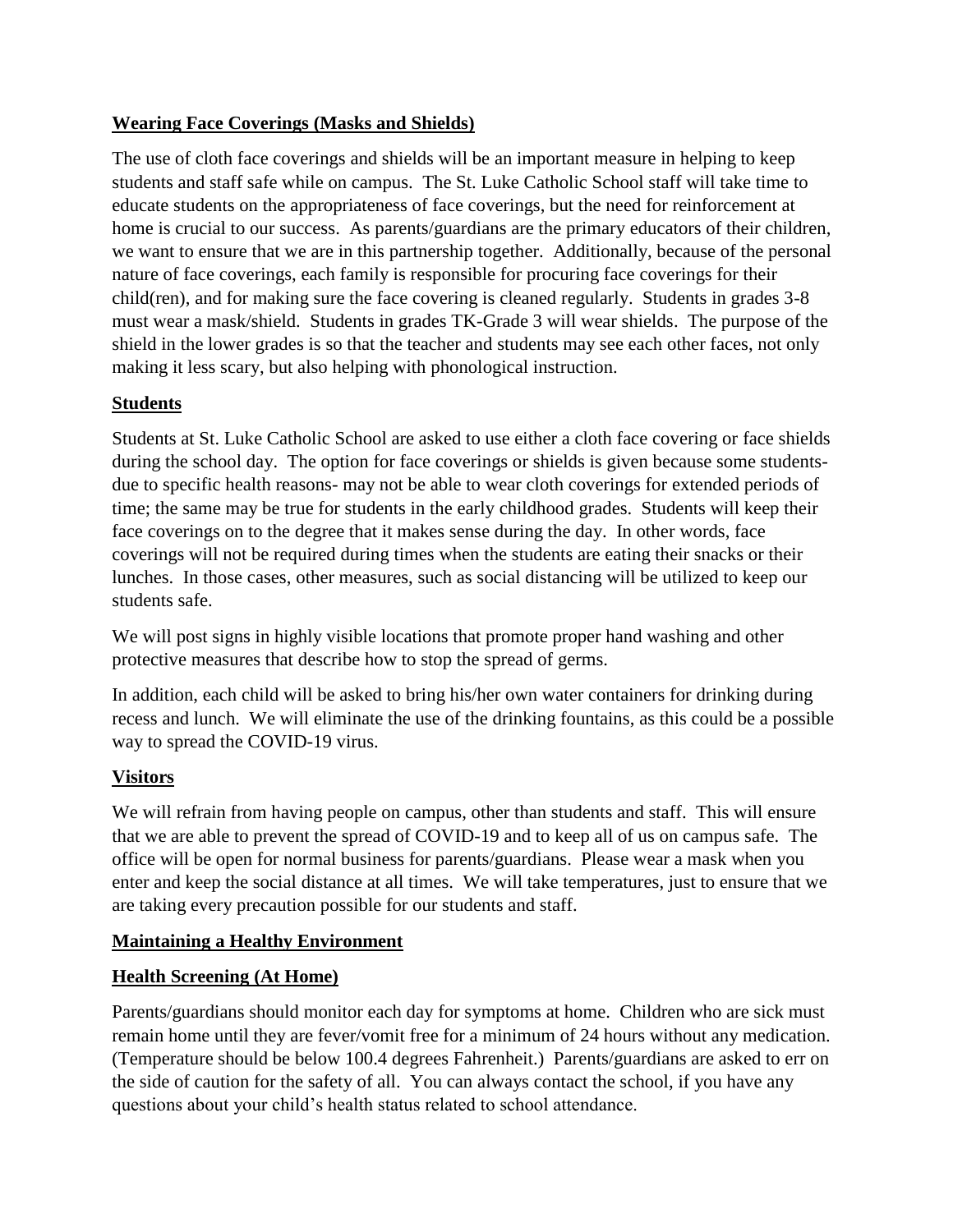## Wearing Face Coverings (Masks and Shields)

The use of cloth face coverings and shields will be an important measure in helping to keep students and staff safe while on campus. The St. Luke Catholic School staff will take time to educate students on the appropriateness of face coverings, but the need for reinforcement at home is crucial to our success. As parents/guardians are the primary educators of their children, we want to ensure that we are in this partnership together. Additionally, because of the personal nature of face coverings, each family is responsible for procuring face coverings for their child(ren), and for making sure the face covering is cleaned regularly. Students in grades 3-8 must wear a mask/shield. Students in grades TK-Grade 3 will wear shields. The purpose of the shield in the lower grades is so that the teacher and students may see each other faces, not only making it less scary, but also helping with phonological instruction.

## Students

Students at St. Luke Catholic School are asked to use either a cloth face covering or face shields during the school day. The option for face coverings or shields is given because some students- due to specific health reasons- may not be able to wear cloth coverings for extended periods of time; the same may be true for students in the early childhood grades. Students will keep their face coverings on to the degree that it makes sense during the day. In other words, face coverings will not be required during times when the students are eating their snacks or their lunches. In those cases, other measures, such as social distancing will be utilized to keep our students safe.

We will post signs in highly visible locations that promote proper hand washing and other protective measures that describe how to stop the spread of germs.

In addition, each child will be asked to bring his/her own water containers for drinking during recess and lunch. We will eliminate the use of the drinking fountains, as this could be a possible way to spread the COVID-19 virus.

## Visitors

We will refrain from having people on campus, other than students and staff. This will ensure that we are able to prevent the spread of COVID-19 and to keep all of us on campus safe. The office will be open for normal business for parents/guardians. Please wear a mask when you enter and keep the social distance at all times. We will take temperatures, just to ensure that we are taking every precaution possible for our students and staff.

## Maintaining a Healthy Environment

## Health Screening (At Home)

Parents/guardians should monitor each day for symptoms at home. Children who are sick must remain home until they are fever/vomit free for a minimum of 24 hours without any medication. (Temperature should be below 100.4 degrees Fahrenheit.) Parents/guardians are asked to err on the side of caution for the safety of all. You can always contact the school, if you have any questions about your child's health status related to school attendance.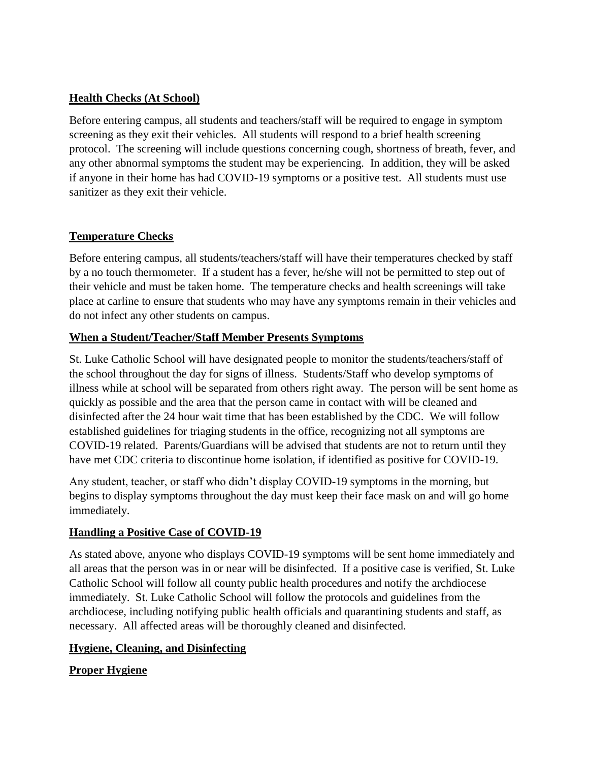**Health Checks (At School)**

Before entering campus, all students and teachers/staff will be required to engage in symptom screening as they exit their vehicles. All students will respond to a brief health screening protocol. The screening will include questions concerning cough, shortness of breath, fever, and any other abnormal symptoms the student may be experiencing. In addition, they will be asked if anyone in their home has had COVID-19 symptoms or a positive test. All students must use sanitizer as they exit their vehicle.

**Temperature Checks**

Before entering campus, all students/teachers/staff will have their temperatures checked by staff by a no touch thermometer. If a student has a fever, he/she will not be permitted to step out of their vehicle and must be taken home. The temperature checks and health screenings will take place at carline to ensure that students who may have any symptoms remain in their vehicles and do not infect any other students on campus.

**When a Student/Teacher/Staff Member Presents Symptoms**

St. Luke Catholic School will have designated people to monitor the students/teachers/staff of the school throughout the day for signs of illness. Students/Staff who develop symptoms of illness while at school will be separated from others right away. The person will be sent home as quickly as possible and the area that the person came in contact with will be cleaned and disinfected after the 24 hour wait time that has been established by the CDC. We will follow established guidelines for triaging students in the office, recognizing not all symptoms are COVID-19 related. Parents/Guardians will be advised that students are not to return until they have met CDC criteria to discontinue home isolation, if identified as positive for COVID-19.

Any student, teacher, or staff who didn't display COVID-19 symptoms in the morning, but begins to display symptoms throughout the day must keep their face mask on and will go home immediately.

**Handling a Positive Case of COVID-19**

As stated above, anyone who displays COVID-19 symptoms will be sent home immediately and all areas that the person was in or near will be disinfected. If a positive case is verified, St. Luke Catholic School will follow all county public health procedures and notify the archdiocese immediately. St. Luke Catholic School will follow the protocols and guidelines from the archdiocese, including notifying public health officials and quarantining students and staff, as necessary. All affected areas will be thoroughly cleaned and disinfected.

**Hygiene, Cleaning, and Disinfecting**

**Proper Hygiene**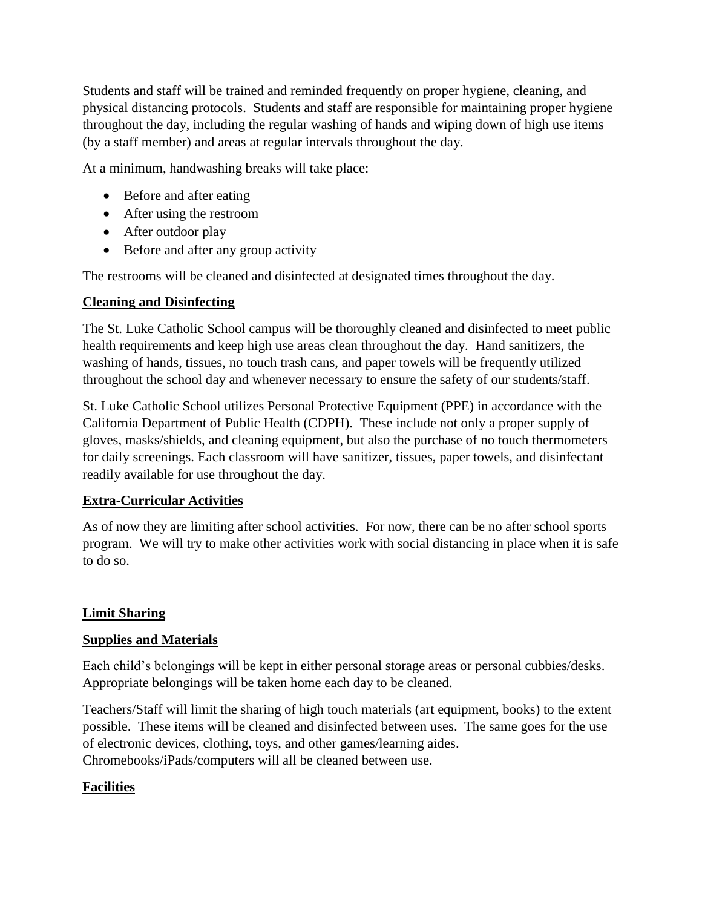Students and staff will be trained and reminded frequently on proper hygiene, cleaning, and physical distancing protocols. Students and staff are responsible for maintaining proper hygiene throughout the day, including the regular washing of hands and wiping down of high use items (by a staff member) and areas at regular intervals throughout the day.

At a minimum, handwashing breaks will take place:

- Before and after eating
- After using the restroom
- After outdoor play
- Before and after any group activity

The restrooms will be cleaned and disinfected at designated times throughout the day.

**Cleaning and Disinfecting**

The St. Luke Catholic School campus will be thoroughly cleaned and disinfected to meet public health requirements and keep high use areas clean throughout the day. Hand sanitizers, the washing of hands, tissues, no touch trash cans, and paper towels will be frequently utilized throughout the school day and whenever necessary to ensure the safety of our students/staff.

St. Luke Catholic School utilizes Personal Protective Equipment (PPE) in accordance with the California Department of Public Health (CDPH). These include not only a proper supply of gloves, masks/shields, and cleaning equipment, but also the purchase of no touch thermometers for daily screenings. Each classroom will have sanitizer, tissues, paper towels, and disinfectant readily available for use throughout the day.

**Extra-Curricular Activities**

As of now they are limiting after school activities. For now, there can be no after school sports program. We will try to make other activities work with social distancing in place when it is safe to do so.

**Limit Sharing**

**Supplies and Materials**

Each child's belongings will be kept in either personal storage areas or personal cubbies/desks. Appropriate belongings will be taken home each day to be cleaned.

Teachers/Staff will limit the sharing of high touch materials (art equipment, books) to the extent possible. These items will be cleaned and disinfected between uses. The same goes for the use of electronic devices, clothing, toys, and other games/learning aides. Chromebooks/iPads/computers will all be cleaned between use.

**Facilities**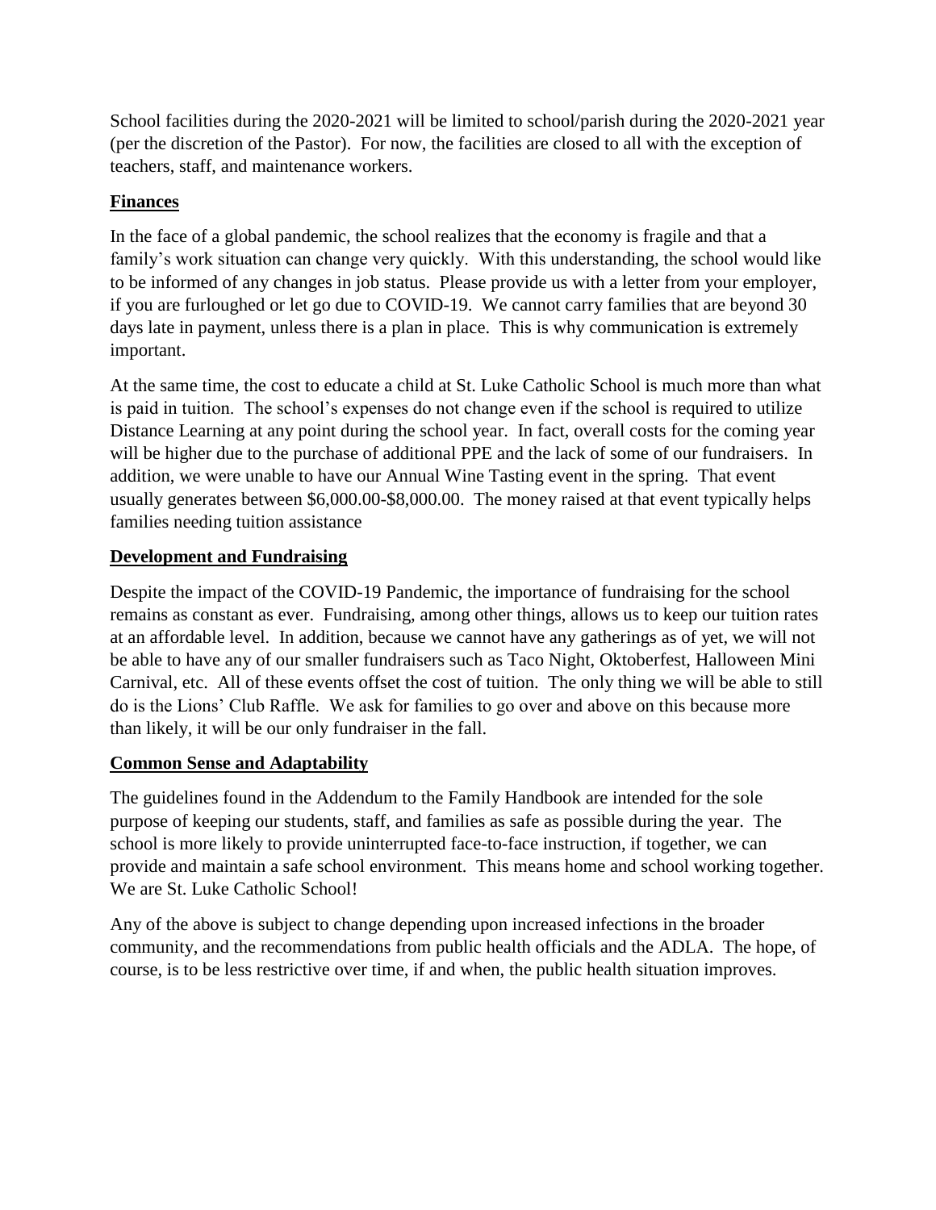School facilities during the 2020-2021 will be limited to school/parish during the 2020-2021 year (per the discretion of the Pastor). For now, the facilities are closed to all with the exception of teachers, staff, and maintenance workers.

**Finances**

In the face of a global pandemic, the school realizes that the economy is fragile and that a family's work situation can change very quickly. With this understanding, the school would like to be informed of any changes in job status. Please provide us with a letter from your employer, if you are furloughed or let go due to COVID-19. We cannot carry families that are beyond 30 days late in payment, unless there is a plan in place. This is why communication is extremely important.

At the same time, the cost to educate a child at St. Luke Catholic School is much more than what is paid in tuition. The school's expenses do not change even if the school is required to utilize Distance Learning at any point during the school year. In fact, overall costs for the coming year will be higher due to the purchase of additional PPE and the lack of some of our fundraisers. In addition, we were unable to have our Annual Wine Tasting event in the spring. That event usually generates between $6,000.00-$8,000.00. The money raised at that event typically helps families needing tuition assistance

**Development and Fundraising**

Despite the impact of the COVID-19 Pandemic, the importance of fundraising for the school remains as constant as ever. Fundraising, among other things, allows us to keep our tuition rates at an affordable level. In addition, because we cannot have any gatherings as of yet, we will not be able to have any of our smaller fundraisers such as Taco Night, Oktoberfest, Halloween Mini Carnival, etc. All of these events offset the cost of tuition. The only thing we will be able to still do is the Lions' Club Raffle. We ask for families to go over and above on this because more than likely, it will be our only fundraiser in the fall.

**Common Sense and Adaptability**

The guidelines found in the Addendum to the Family Handbook are intended for the sole purpose of keeping our students, staff, and families as safe as possible during the year. The school is more likely to provide uninterrupted face-to-face instruction, if together, we can provide and maintain a safe school environment. This means home and school working together. We are St. Luke Catholic School!

Any of the above is subject to change depending upon increased infections in the broader community, and the recommendations from public health officials and the ADLA. The hope, of course, is to be less restrictive over time, if and when, the public health situation improves.